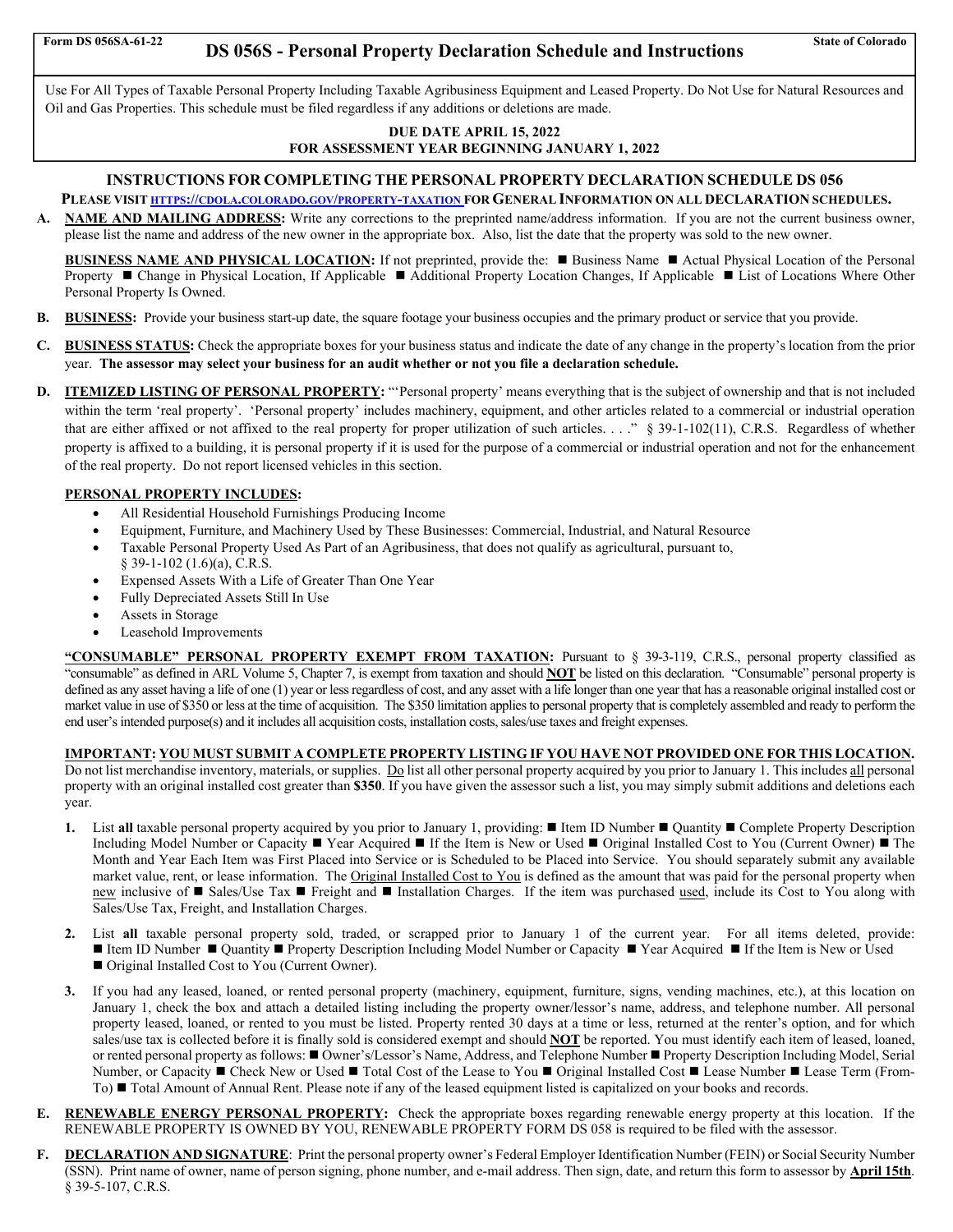Form DS 056SA-61-22

State of Colorado

# DS 056S - Personal Property Declaration Schedule and Instructions

Use For All Types of Taxable Personal Property Including Taxable Agribusiness Equipment and Leased Property. Do Not Use for Natural Resources and Oil and Gas Properties. This schedule must be filed regardless if any additions or deletions are made.

**DUE DATE APRIL 15, 2022**
**FOR ASSESSMENT YEAR BEGINNING JANUARY 1, 2022**

## INSTRUCTIONS FOR COMPLETING THE PERSONAL PROPERTY DECLARATION SCHEDULE DS 056

**PLEASE VISIT [HTTPS://CDOLA.COLORADO.GOV/PROPERTY-TAXATION](https://cdola.colorado.gov/property-taxation) FOR GENERAL INFORMATION ON ALL DECLARATION SCHEDULES.**

**A. NAME AND MAILING ADDRESS:** Write any corrections to the preprinted name/address information. If you are not the current business owner, please list the name and address of the new owner in the appropriate box. Also, list the date that the property was sold to the new owner.

**BUSINESS NAME AND PHYSICAL LOCATION:** If not preprinted, provide the: ■ Business Name ■ Actual Physical Location of the Personal Property ■ Change in Physical Location, If Applicable ■ Additional Property Location Changes, If Applicable ■ List of Locations Where Other Personal Property Is Owned.

**B. BUSINESS:** Provide your business start-up date, the square footage your business occupies and the primary product or service that you provide.

**C. BUSINESS STATUS:** Check the appropriate boxes for your business status and indicate the date of any change in the property's location from the prior year. **The assessor may select your business for an audit whether or not you file a declaration schedule.**

**D. ITEMIZED LISTING OF PERSONAL PROPERTY:** "'Personal property' means everything that is the subject of ownership and that is not included within the term 'real property'. 'Personal property' includes machinery, equipment, and other articles related to a commercial or industrial operation that are either affixed or not affixed to the real property for proper utilization of such articles. . . ." § 39-1-102(11), C.R.S. Regardless of whether property is affixed to a building, it is personal property if it is used for the purpose of a commercial or industrial operation and not for the enhancement of the real property. Do not report licensed vehicles in this section.

**PERSONAL PROPERTY INCLUDES:**

- All Residential Household Furnishings Producing Income
- Equipment, Furniture, and Machinery Used by These Businesses: Commercial, Industrial, and Natural Resource
- Taxable Personal Property Used As Part of an Agribusiness, that does not qualify as agricultural, pursuant to, § 39-1-102 (1.6)(a), C.R.S.
- Expensed Assets With a Life of Greater Than One Year
- Fully Depreciated Assets Still In Use
- Assets in Storage
- Leasehold Improvements

**"CONSUMABLE" PERSONAL PROPERTY EXEMPT FROM TAXATION:** Pursuant to § 39-3-119, C.R.S., personal property classified as "consumable" as defined in ARL Volume 5, Chapter 7, is exempt from taxation and should **NOT** be listed on this declaration. "Consumable" personal property is defined as any asset having a life of one (1) year or less regardless of cost, and any asset with a life longer than one year that has a reasonable original installed cost or market value in use of $350 or less at the time of acquisition. The $350 limitation applies to personal property that is completely assembled and ready to perform the end user's intended purpose(s) and it includes all acquisition costs, installation costs, sales/use taxes and freight expenses.

**IMPORTANT: YOU MUST SUBMIT A COMPLETE PROPERTY LISTING IF YOU HAVE NOT PROVIDED ONE FOR THIS LOCATION.** Do not list merchandise inventory, materials, or supplies. Do list all other personal property acquired by you prior to January 1. This includes all personal property with an original installed cost greater than **$350**. If you have given the assessor such a list, you may simply submit additions and deletions each year.

1. List **all** taxable personal property acquired by you prior to January 1, providing: ■ Item ID Number ■ Quantity ■ Complete Property Description Including Model Number or Capacity ■ Year Acquired ■ If the Item is New or Used ■ Original Installed Cost to You (Current Owner) ■ The Month and Year Each Item was First Placed into Service or is Scheduled to be Placed into Service. You should separately submit any available market value, rent, or lease information. The Original Installed Cost to You is defined as the amount that was paid for the personal property when new inclusive of ■ Sales/Use Tax ■ Freight and ■ Installation Charges. If the item was purchased used, include its Cost to You along with Sales/Use Tax, Freight, and Installation Charges.

2. List **all** taxable personal property sold, traded, or scrapped prior to January 1 of the current year. For all items deleted, provide: ■ Item ID Number ■ Quantity ■ Property Description Including Model Number or Capacity ■ Year Acquired ■ If the Item is New or Used ■ Original Installed Cost to You (Current Owner).

3. If you had any leased, loaned, or rented personal property (machinery, equipment, furniture, signs, vending machines, etc.), at this location on January 1, check the box and attach a detailed listing including the property owner/lessor's name, address, and telephone number. All personal property leased, loaned, or rented to you must be listed. Property rented 30 days at a time or less, returned at the renter's option, and for which sales/use tax is collected before it is finally sold is considered exempt and should **NOT** be reported. You must identify each item of leased, loaned, or rented personal property as follows: ■ Owner's/Lessor's Name, Address, and Telephone Number ■ Property Description Including Model, Serial Number, or Capacity ■ Check New or Used ■ Total Cost of the Lease to You ■ Original Installed Cost ■ Lease Number ■ Lease Term (From-To) ■ Total Amount of Annual Rent. Please note if any of the leased equipment listed is capitalized on your books and records.

**E. RENEWABLE ENERGY PERSONAL PROPERTY:** Check the appropriate boxes regarding renewable energy property at this location. If the RENEWABLE PROPERTY IS OWNED BY YOU, RENEWABLE PROPERTY FORM DS 058 is required to be filed with the assessor.

**F. DECLARATION AND SIGNATURE:** Print the personal property owner's Federal Employer Identification Number (FEIN) or Social Security Number (SSN). Print name of owner, name of person signing, phone number, and e-mail address. Then sign, date, and return this form to assessor by **April 15th**. § 39-5-107, C.R.S.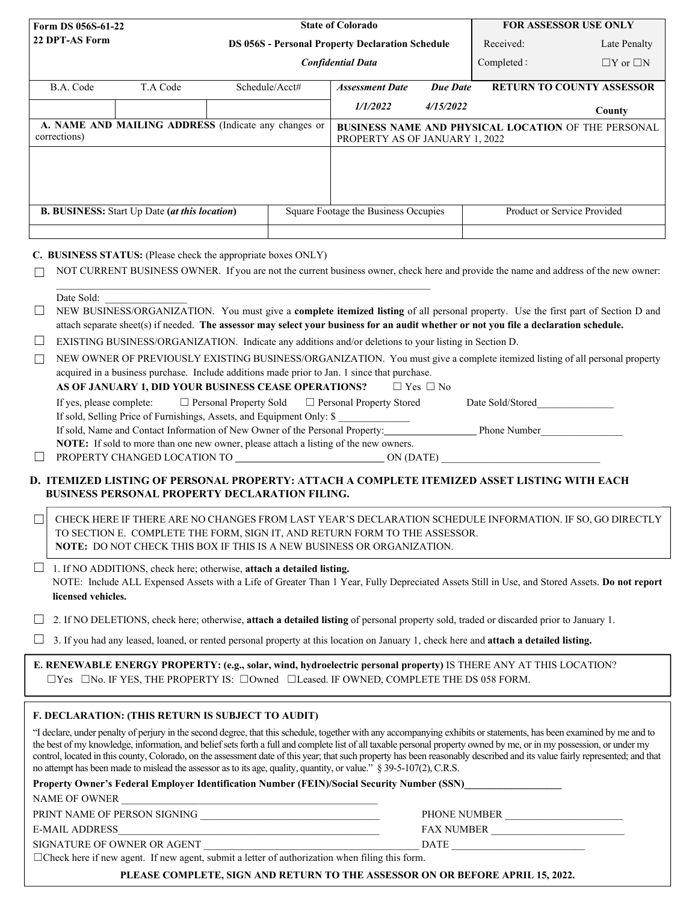| Form DS 056S-61-22<br>22 DPT-AS Form | State of Colorado<br>DS 056S - Personal Property Declaration Schedule<br>*Confidential Data* | FOR ASSESSOR USE ONLY<br>Received: Late Penalty<br>Completed : ☐Y or ☐N |
|---|---|---|

| B.A. Code | T.A Code | Schedule/Acct# | *Assessment Date* | *Due Date* | RETURN TO COUNTY ASSESSOR |
|---|---|---|---|---|---|
| | | | *1/1/2022* | *4/15/2022* | County |

| **A. NAME AND MAILING ADDRESS** (Indicate any changes or corrections) | **BUSINESS NAME AND PHYSICAL LOCATION** OF THE PERSONAL PROPERTY AS OF JANUARY 1, 2022 |
|---|---|
| | |

| **B. BUSINESS:** Start Up Date **(*at this location*)** | Square Footage the Business Occupies | Product or Service Provided |
|---|---|---|
| | | |

**C. BUSINESS STATUS:** (Please check the appropriate boxes ONLY)

☐ NOT CURRENT BUSINESS OWNER. If you are not the current business owner, check here and provide the name and address of the new owner: ______________________________________________

Date Sold: ________________

☐ NEW BUSINESS/ORGANIZATION. You must give a **complete itemized listing** of all personal property. Use the first part of Section D and attach separate sheet(s) if needed. **The assessor may select your business for an audit whether or not you file a declaration schedule.**

☐ EXISTING BUSINESS/ORGANIZATION. Indicate any additions and/or deletions to your listing in Section D.

☐ NEW OWNER OF PREVIOUSLY EXISTING BUSINESS/ORGANIZATION. You must give a complete itemized listing of all personal property acquired in a business purchase. Include additions made prior to Jan. 1 since that purchase.

**AS OF JANUARY 1, DID YOUR BUSINESS CEASE OPERATIONS?** ☐ Yes ☐ No

If yes, please complete: ☐ Personal Property Sold ☐ Personal Property Stored Date Sold/Stored_______________

If sold, Selling Price of Furnishings, Assets, and Equipment Only: $ ______________

If sold, Name and Contact Information of New Owner of the Personal Property:__________________ Phone Number________________

**NOTE:** If sold to more than one new owner, please attach a listing of the new owners.

☐ PROPERTY CHANGED LOCATION TO ______________________________ ON (DATE) _______________________________

**D. ITEMIZED LISTING OF PERSONAL PROPERTY: ATTACH A COMPLETE ITEMIZED ASSET LISTING WITH EACH BUSINESS PERSONAL PROPERTY DECLARATION FILING.**

☐ CHECK HERE IF THERE ARE NO CHANGES FROM LAST YEAR'S DECLARATION SCHEDULE INFORMATION. IF SO, GO DIRECTLY TO SECTION E. COMPLETE THE FORM, SIGN IT, AND RETURN FORM TO THE ASSESSOR.
**NOTE:** DO NOT CHECK THIS BOX IF THIS IS A NEW BUSINESS OR ORGANIZATION.

☐ 1. If NO ADDITIONS, check here; otherwise, **attach a detailed listing.**
NOTE: Include ALL Expensed Assets with a Life of Greater Than 1 Year, Fully Depreciated Assets Still in Use, and Stored Assets. **Do not report licensed vehicles.**

☐ 2. If NO DELETIONS, check here; otherwise, **attach a detailed listing** of personal property sold, traded or discarded prior to January 1.

☐ 3. If you had any leased, loaned, or rented personal property at this location on January 1, check here and **attach a detailed listing.**

**E. RENEWABLE ENERGY PROPERTY: (e.g., solar, wind, hydroelectric personal property)** IS THERE ANY AT THIS LOCATION?
☐Yes ☐No. IF YES, THE PROPERTY IS: ☐Owned ☐Leased. IF OWNED, COMPLETE THE DS 058 FORM.

**F. DECLARATION: (THIS RETURN IS SUBJECT TO AUDIT)**

"I declare, under penalty of perjury in the second degree, that this schedule, together with any accompanying exhibits or statements, has been examined by me and to the best of my knowledge, information, and belief sets forth a full and complete list of all taxable personal property owned by me, or in my possession, or under my control, located in this county, Colorado, on the assessment date of this year; that such property has been reasonably described and its value fairly represented; and that no attempt has been made to mislead the assessor as to its age, quality, quantity, or value." § 39-5-107(2), C.R.S.

**Property Owner's Federal Employer Identification Number (FEIN)/Social Security Number (SSN)__________________**

NAME OF OWNER ____________________________________________________

PRINT NAME OF PERSON SIGNING ___________________________________ PHONE NUMBER _______________________

E-MAIL ADDRESS_______________________________________________ FAX NUMBER _________________________

SIGNATURE OF OWNER OR AGENT ___________________________________________ DATE __________________________

☐Check here if new agent. If new agent, submit a letter of authorization when filing this form.

**PLEASE COMPLETE, SIGN AND RETURN TO THE ASSESSOR ON OR BEFORE APRIL 15, 2022.**